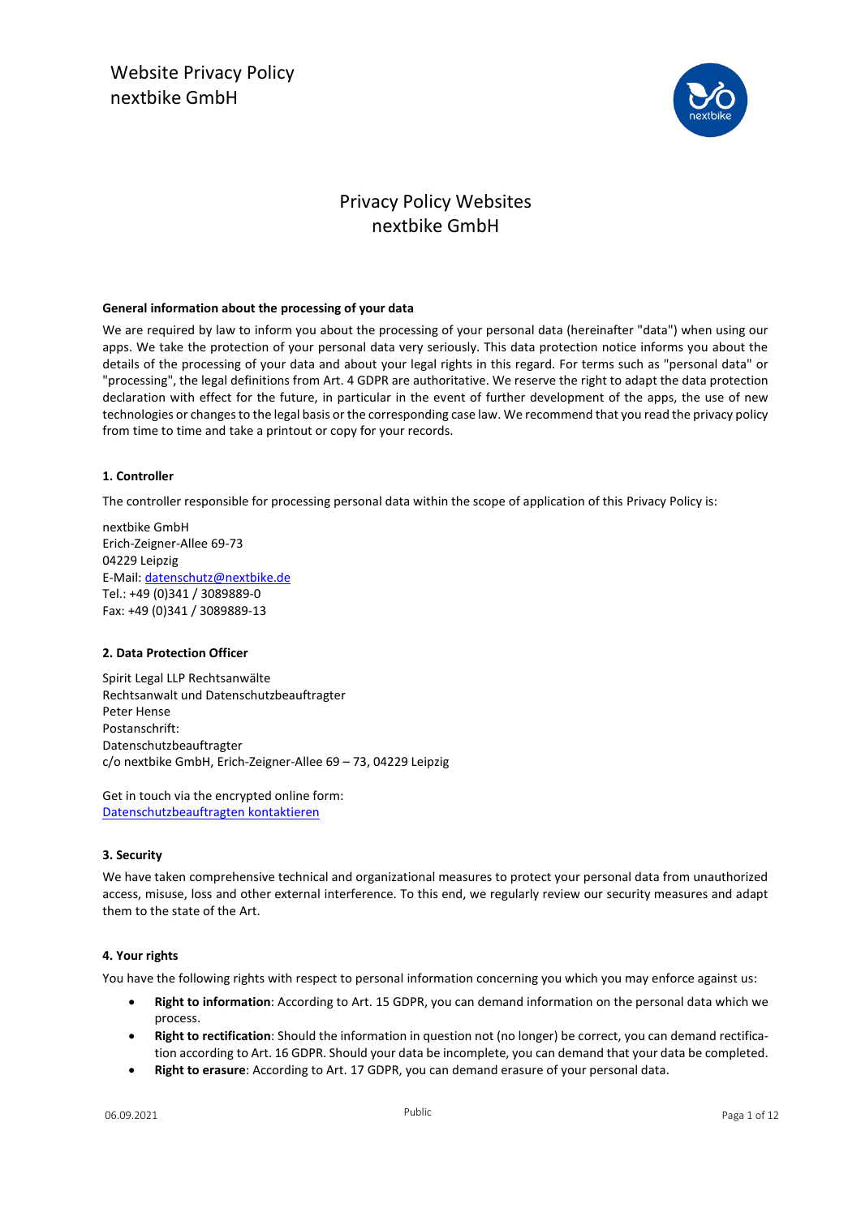# Privacy Policy Websites
# nextbike GmbH

**General information about the processing of your data**

We are required by law to inform you about the processing of your personal data (hereinafter "data") when using our apps. We take the protection of your personal data very seriously. This data protection notice informs you about the details of the processing of your data and about your legal rights in this regard. For terms such as "personal data" or "processing", the legal definitions from Art. 4 GDPR are authoritative. We reserve the right to adapt the data protection declaration with effect for the future, in particular in the event of further development of the apps, the use of new technologies or changes to the legal basis or the corresponding case law. We recommend that you read the privacy policy from time to time and take a printout or copy for your records.

**1. Controller**

The controller responsible for processing personal data within the scope of application of this Privacy Policy is:

nextbike GmbH
Erich-Zeigner-Allee 69-73
04229 Leipzig
E-Mail: datenschutz@nextbike.de
Tel.: +49 (0)341 / 3089889-0
Fax: +49 (0)341 / 3089889-13

**2. Data Protection Officer**

Spirit Legal LLP Rechtsanwälte
Rechtsanwalt und Datenschutzbeauftragter
Peter Hense
Postanschrift:
Datenschutzbeauftragter
c/o nextbike GmbH, Erich-Zeigner-Allee 69 – 73, 04229 Leipzig

Get in touch via the encrypted online form:
Datenschutzbeauftragten kontaktieren

**3. Security**

We have taken comprehensive technical and organizational measures to protect your personal data from unauthorized access, misuse, loss and other external interference. To this end, we regularly review our security measures and adapt them to the state of the Art.

**4. Your rights**

You have the following rights with respect to personal information concerning you which you may enforce against us:

- **Right to information**: According to Art. 15 GDPR, you can demand information on the personal data which we process.
- **Right to rectification**: Should the information in question not (no longer) be correct, you can demand rectification according to Art. 16 GDPR. Should your data be incomplete, you can demand that your data be completed.
- **Right to erasure**: According to Art. 17 GDPR, you can demand erasure of your personal data.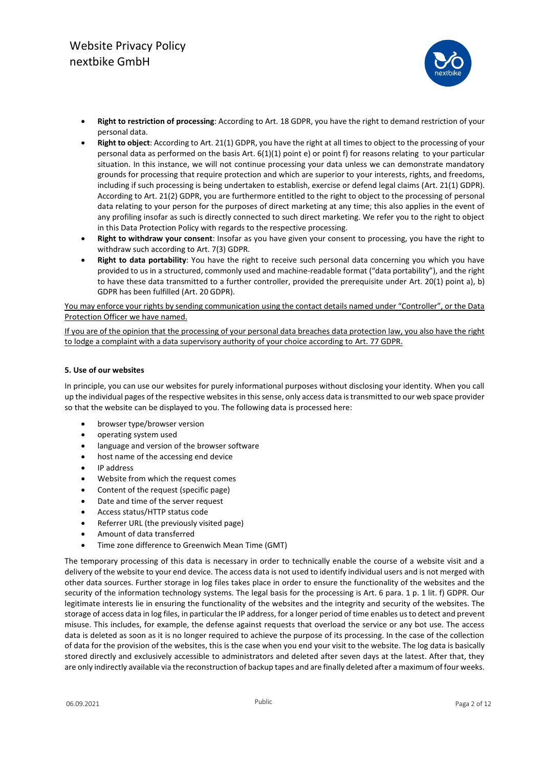- **Right to restriction of processing**: According to Art. 18 GDPR, you have the right to demand restriction of your personal data.
- **Right to object**: According to Art. 21(1) GDPR, you have the right at all times to object to the processing of your personal data as performed on the basis Art. 6(1)(1) point e) or point f) for reasons relating to your particular situation. In this instance, we will not continue processing your data unless we can demonstrate mandatory grounds for processing that require protection and which are superior to your interests, rights, and freedoms, including if such processing is being undertaken to establish, exercise or defend legal claims (Art. 21(1) GDPR). According to Art. 21(2) GDPR, you are furthermore entitled to the right to object to the processing of personal data relating to your person for the purposes of direct marketing at any time; this also applies in the event of any profiling insofar as such is directly connected to such direct marketing. We refer you to the right to object in this Data Protection Policy with regards to the respective processing.
- **Right to withdraw your consent**: Insofar as you have given your consent to processing, you have the right to withdraw such according to Art. 7(3) GDPR.
- **Right to data portability**: You have the right to receive such personal data concerning you which you have provided to us in a structured, commonly used and machine-readable format ("data portability"), and the right to have these data transmitted to a further controller, provided the prerequisite under Art. 20(1) point a), b) GDPR has been fulfilled (Art. 20 GDPR).

You may enforce your rights by sending communication using the contact details named under "Controller", or the Data Protection Officer we have named.

If you are of the opinion that the processing of your personal data breaches data protection law, you also have the right to lodge a complaint with a data supervisory authority of your choice according to Art. 77 GDPR.

#### 5. Use of our websites

In principle, you can use our websites for purely informational purposes without disclosing your identity. When you call up the individual pages of the respective websites in this sense, only access data is transmitted to our web space provider so that the website can be displayed to you. The following data is processed here:

- browser type/browser version
- operating system used
- language and version of the browser software
- host name of the accessing end device
- IP address
- Website from which the request comes
- Content of the request (specific page)
- Date and time of the server request
- Access status/HTTP status code
- Referrer URL (the previously visited page)
- Amount of data transferred
- Time zone difference to Greenwich Mean Time (GMT)

The temporary processing of this data is necessary in order to technically enable the course of a website visit and a delivery of the website to your end device. The access data is not used to identify individual users and is not merged with other data sources. Further storage in log files takes place in order to ensure the functionality of the websites and the security of the information technology systems. The legal basis for the processing is Art. 6 para. 1 p. 1 lit. f) GDPR. Our legitimate interests lie in ensuring the functionality of the websites and the integrity and security of the websites. The storage of access data in log files, in particular the IP address, for a longer period of time enables us to detect and prevent misuse. This includes, for example, the defense against requests that overload the service or any bot use. The access data is deleted as soon as it is no longer required to achieve the purpose of its processing. In the case of the collection of data for the provision of the websites, this is the case when you end your visit to the website. The log data is basically stored directly and exclusively accessible to administrators and deleted after seven days at the latest. After that, they are only indirectly available via the reconstruction of backup tapes and are finally deleted after a maximum of four weeks.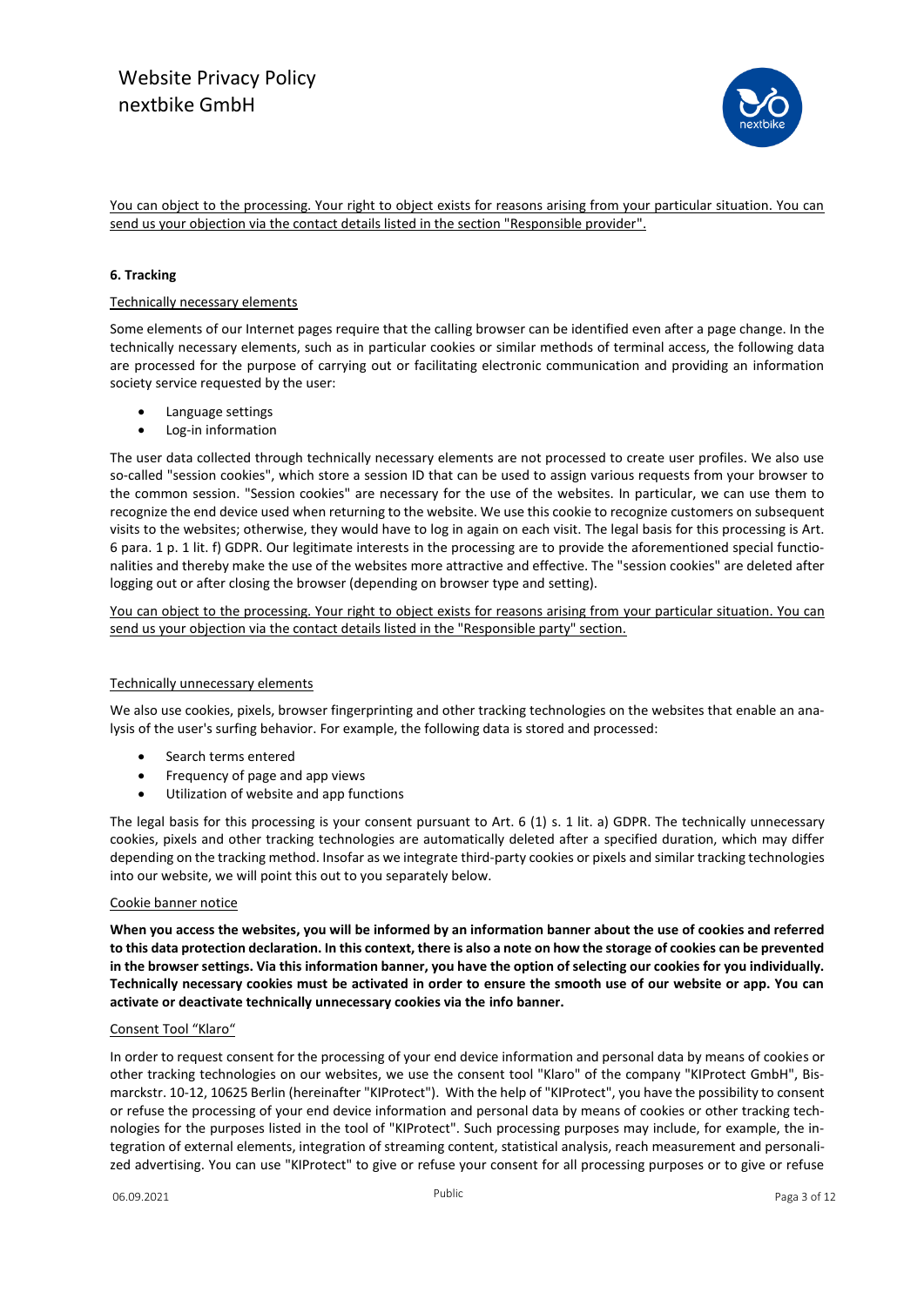You can object to the processing. Your right to object exists for reasons arising from your particular situation. You can send us your objection via the contact details listed in the section "Responsible provider".

**6. Tracking**

Technically necessary elements

Some elements of our Internet pages require that the calling browser can be identified even after a page change. In the technically necessary elements, such as in particular cookies or similar methods of terminal access, the following data are processed for the purpose of carrying out or facilitating electronic communication and providing an information society service requested by the user:

- Language settings
- Log-in information

The user data collected through technically necessary elements are not processed to create user profiles. We also use so-called "session cookies", which store a session ID that can be used to assign various requests from your browser to the common session. "Session cookies" are necessary for the use of the websites. In particular, we can use them to recognize the end device used when returning to the website. We use this cookie to recognize customers on subsequent visits to the websites; otherwise, they would have to log in again on each visit. The legal basis for this processing is Art. 6 para. 1 p. 1 lit. f) GDPR. Our legitimate interests in the processing are to provide the aforementioned special functionalities and thereby make the use of the websites more attractive and effective. The "session cookies" are deleted after logging out or after closing the browser (depending on browser type and setting).

You can object to the processing. Your right to object exists for reasons arising from your particular situation. You can send us your objection via the contact details listed in the "Responsible party" section.

Technically unnecessary elements

We also use cookies, pixels, browser fingerprinting and other tracking technologies on the websites that enable an analysis of the user's surfing behavior. For example, the following data is stored and processed:

- Search terms entered
- Frequency of page and app views
- Utilization of website and app functions

The legal basis for this processing is your consent pursuant to Art. 6 (1) s. 1 lit. a) GDPR. The technically unnecessary cookies, pixels and other tracking technologies are automatically deleted after a specified duration, which may differ depending on the tracking method. Insofar as we integrate third-party cookies or pixels and similar tracking technologies into our website, we will point this out to you separately below.

Cookie banner notice

**When you access the websites, you will be informed by an information banner about the use of cookies and referred to this data protection declaration. In this context, there is also a note on how the storage of cookies can be prevented in the browser settings. Via this information banner, you have the option of selecting our cookies for you individually. Technically necessary cookies must be activated in order to ensure the smooth use of our website or app. You can activate or deactivate technically unnecessary cookies via the info banner.**

Consent Tool "Klaro"

In order to request consent for the processing of your end device information and personal data by means of cookies or other tracking technologies on our websites, we use the consent tool "Klaro" of the company "KIProtect GmbH", Bismarckstr. 10-12, 10625 Berlin (hereinafter "KIProtect"). With the help of "KIProtect", you have the possibility to consent or refuse the processing of your end device information and personal data by means of cookies or other tracking technologies for the purposes listed in the tool of "KIProtect". Such processing purposes may include, for example, the integration of external elements, integration of streaming content, statistical analysis, reach measurement and personalized advertising. You can use "KIProtect" to give or refuse your consent for all processing purposes or to give or refuse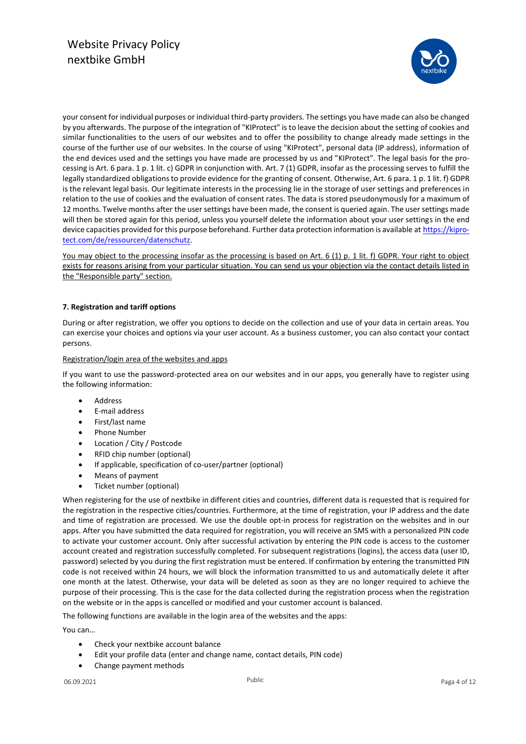your consent for individual purposes or individual third-party providers. The settings you have made can also be changed by you afterwards. The purpose of the integration of "KIProtect" is to leave the decision about the setting of cookies and similar functionalities to the users of our websites and to offer the possibility to change already made settings in the course of the further use of our websites. In the course of using "KIProtect", personal data (IP address), information of the end devices used and the settings you have made are processed by us and "KIProtect". The legal basis for the processing is Art. 6 para. 1 p. 1 lit. c) GDPR in conjunction with. Art. 7 (1) GDPR, insofar as the processing serves to fulfill the legally standardized obligations to provide evidence for the granting of consent. Otherwise, Art. 6 para. 1 p. 1 lit. f) GDPR is the relevant legal basis. Our legitimate interests in the processing lie in the storage of user settings and preferences in relation to the use of cookies and the evaluation of consent rates. The data is stored pseudonymously for a maximum of 12 months. Twelve months after the user settings have been made, the consent is queried again. The user settings made will then be stored again for this period, unless you yourself delete the information about your user settings in the end device capacities provided for this purpose beforehand. Further data protection information is available at https://kiprotect.com/de/ressourcen/datenschutz.

You may object to the processing insofar as the processing is based on Art. 6 (1) p. 1 lit. f) GDPR. Your right to object exists for reasons arising from your particular situation. You can send us your objection via the contact details listed in the "Responsible party" section.

**7. Registration and tariff options**

During or after registration, we offer you options to decide on the collection and use of your data in certain areas. You can exercise your choices and options via your user account. As a business customer, you can also contact your contact persons.

Registration/login area of the websites and apps

If you want to use the password-protected area on our websites and in our apps, you generally have to register using the following information:

- Address
- E-mail address
- First/last name
- Phone Number
- Location / City / Postcode
- RFID chip number (optional)
- If applicable, specification of co-user/partner (optional)
- Means of payment
- Ticket number (optional)

When registering for the use of nextbike in different cities and countries, different data is requested that is required for the registration in the respective cities/countries. Furthermore, at the time of registration, your IP address and the date and time of registration are processed. We use the double opt-in process for registration on the websites and in our apps. After you have submitted the data required for registration, you will receive an SMS with a personalized PIN code to activate your customer account. Only after successful activation by entering the PIN code is access to the customer account created and registration successfully completed. For subsequent registrations (logins), the access data (user ID, password) selected by you during the first registration must be entered. If confirmation by entering the transmitted PIN code is not received within 24 hours, we will block the information transmitted to us and automatically delete it after one month at the latest. Otherwise, your data will be deleted as soon as they are no longer required to achieve the purpose of their processing. This is the case for the data collected during the registration process when the registration on the website or in the apps is cancelled or modified and your customer account is balanced.

The following functions are available in the login area of the websites and the apps:

You can…

- Check your nextbike account balance
- Edit your profile data (enter and change name, contact details, PIN code)
- Change payment methods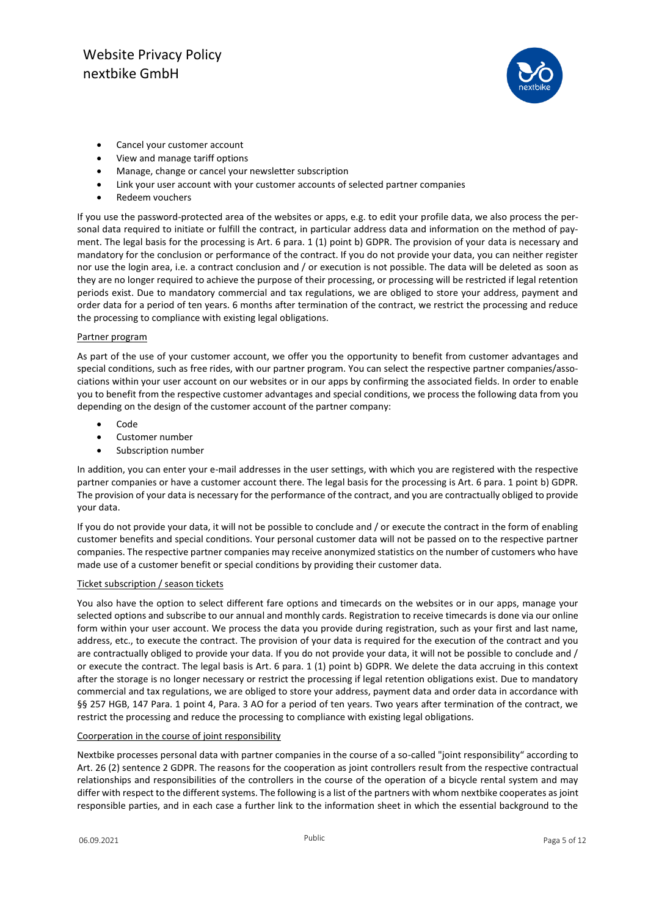- Cancel your customer account
- View and manage tariff options
- Manage, change or cancel your newsletter subscription
- Link your user account with your customer accounts of selected partner companies
- Redeem vouchers

If you use the password-protected area of the websites or apps, e.g. to edit your profile data, we also process the personal data required to initiate or fulfill the contract, in particular address data and information on the method of payment. The legal basis for the processing is Art. 6 para. 1 (1) point b) GDPR. The provision of your data is necessary and mandatory for the conclusion or performance of the contract. If you do not provide your data, you can neither register nor use the login area, i.e. a contract conclusion and / or execution is not possible. The data will be deleted as soon as they are no longer required to achieve the purpose of their processing, or processing will be restricted if legal retention periods exist. Due to mandatory commercial and tax regulations, we are obliged to store your address, payment and order data for a period of ten years. 6 months after termination of the contract, we restrict the processing and reduce the processing to compliance with existing legal obligations.

Partner program

As part of the use of your customer account, we offer you the opportunity to benefit from customer advantages and special conditions, such as free rides, with our partner program. You can select the respective partner companies/associations within your user account on our websites or in our apps by confirming the associated fields. In order to enable you to benefit from the respective customer advantages and special conditions, we process the following data from you depending on the design of the customer account of the partner company:

- Code
- Customer number
- Subscription number

In addition, you can enter your e-mail addresses in the user settings, with which you are registered with the respective partner companies or have a customer account there. The legal basis for the processing is Art. 6 para. 1 point b) GDPR. The provision of your data is necessary for the performance of the contract, and you are contractually obliged to provide your data.

If you do not provide your data, it will not be possible to conclude and / or execute the contract in the form of enabling customer benefits and special conditions. Your personal customer data will not be passed on to the respective partner companies. The respective partner companies may receive anonymized statistics on the number of customers who have made use of a customer benefit or special conditions by providing their customer data.

Ticket subscription / season tickets

You also have the option to select different fare options and timecards on the websites or in our apps, manage your selected options and subscribe to our annual and monthly cards. Registration to receive timecards is done via our online form within your user account. We process the data you provide during registration, such as your first and last name, address, etc., to execute the contract. The provision of your data is required for the execution of the contract and you are contractually obliged to provide your data. If you do not provide your data, it will not be possible to conclude and / or execute the contract. The legal basis is Art. 6 para. 1 (1) point b) GDPR. We delete the data accruing in this context after the storage is no longer necessary or restrict the processing if legal retention obligations exist. Due to mandatory commercial and tax regulations, we are obliged to store your address, payment data and order data in accordance with §§ 257 HGB, 147 Para. 1 point 4, Para. 3 AO for a period of ten years. Two years after termination of the contract, we restrict the processing and reduce the processing to compliance with existing legal obligations.

Coorperation in the course of joint responsibility

Nextbike processes personal data with partner companies in the course of a so-called "joint responsibility" according to Art. 26 (2) sentence 2 GDPR. The reasons for the cooperation as joint controllers result from the respective contractual relationships and responsibilities of the controllers in the course of the operation of a bicycle rental system and may differ with respect to the different systems. The following is a list of the partners with whom nextbike cooperates as joint responsible parties, and in each case a further link to the information sheet in which the essential background to the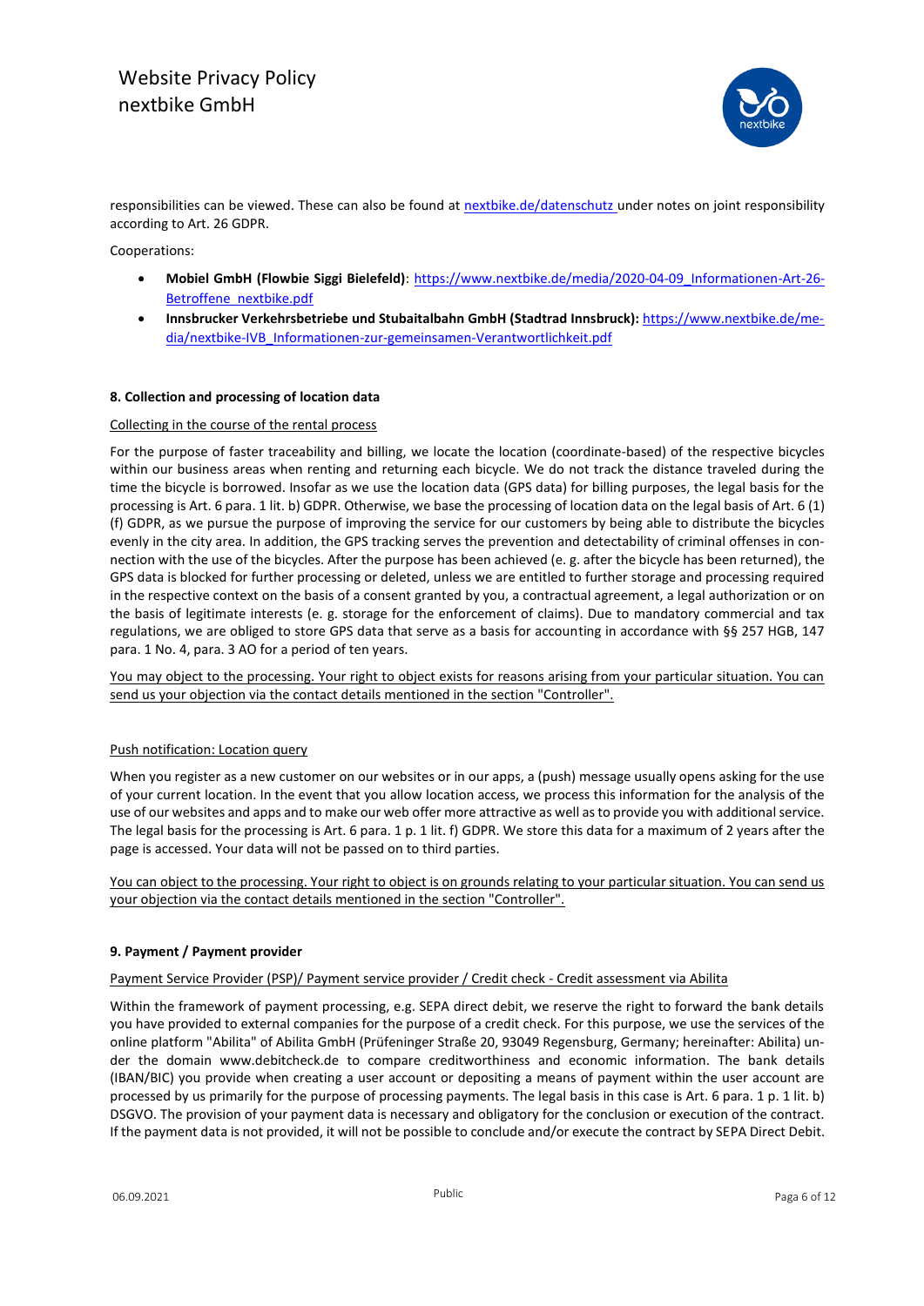responsibilities can be viewed. These can also be found at [nextbike.de/datenschutz](nextbike.de/datenschutz) under notes on joint responsibility according to Art. 26 GDPR.

Cooperations:

- **Mobiel GmbH (Flowbie Siggi Bielefeld)**: [https://www.nextbike.de/media/2020-04-09_Informationen-Art-26-Betroffene_nextbike.pdf](https://www.nextbike.de/media/2020-04-09_Informationen-Art-26-Betroffene_nextbike.pdf)
- **Innsbrucker Verkehrsbetriebe und Stubaitalbahn GmbH (Stadtrad Innsbruck):** [https://www.nextbike.de/media/nextbike-IVB_Informationen-zur-gemeinsamen-Verantwortlichkeit.pdf](https://www.nextbike.de/media/nextbike-IVB_Informationen-zur-gemeinsamen-Verantwortlichkeit.pdf)

**8. Collection and processing of location data**

Collecting in the course of the rental process

For the purpose of faster traceability and billing, we locate the location (coordinate-based) of the respective bicycles within our business areas when renting and returning each bicycle. We do not track the distance traveled during the time the bicycle is borrowed. Insofar as we use the location data (GPS data) for billing purposes, the legal basis for the processing is Art. 6 para. 1 lit. b) GDPR. Otherwise, we base the processing of location data on the legal basis of Art. 6 (1) (f) GDPR, as we pursue the purpose of improving the service for our customers by being able to distribute the bicycles evenly in the city area. In addition, the GPS tracking serves the prevention and detectability of criminal offenses in connection with the use of the bicycles. After the purpose has been achieved (e. g. after the bicycle has been returned), the GPS data is blocked for further processing or deleted, unless we are entitled to further storage and processing required in the respective context on the basis of a consent granted by you, a contractual agreement, a legal authorization or on the basis of legitimate interests (e. g. storage for the enforcement of claims). Due to mandatory commercial and tax regulations, we are obliged to store GPS data that serve as a basis for accounting in accordance with §§ 257 HGB, 147 para. 1 No. 4, para. 3 AO for a period of ten years.

You may object to the processing. Your right to object exists for reasons arising from your particular situation. You can send us your objection via the contact details mentioned in the section "Controller".

Push notification: Location query

When you register as a new customer on our websites or in our apps, a (push) message usually opens asking for the use of your current location. In the event that you allow location access, we process this information for the analysis of the use of our websites and apps and to make our web offer more attractive as well as to provide you with additional service. The legal basis for the processing is Art. 6 para. 1 p. 1 lit. f) GDPR. We store this data for a maximum of 2 years after the page is accessed. Your data will not be passed on to third parties.

You can object to the processing. Your right to object is on grounds relating to your particular situation. You can send us your objection via the contact details mentioned in the section "Controller".

**9. Payment / Payment provider**

Payment Service Provider (PSP)/ Payment service provider / Credit check - Credit assessment via Abilita

Within the framework of payment processing, e.g. SEPA direct debit, we reserve the right to forward the bank details you have provided to external companies for the purpose of a credit check. For this purpose, we use the services of the online platform "Abilita" of Abilita GmbH (Prüfeninger Straße 20, 93049 Regensburg, Germany; hereinafter: Abilita) under the domain www.debitcheck.de to compare creditworthiness and economic information. The bank details (IBAN/BIC) you provide when creating a user account or depositing a means of payment within the user account are processed by us primarily for the purpose of processing payments. The legal basis in this case is Art. 6 para. 1 p. 1 lit. b) DSGVO. The provision of your payment data is necessary and obligatory for the conclusion or execution of the contract. If the payment data is not provided, it will not be possible to conclude and/or execute the contract by SEPA Direct Debit.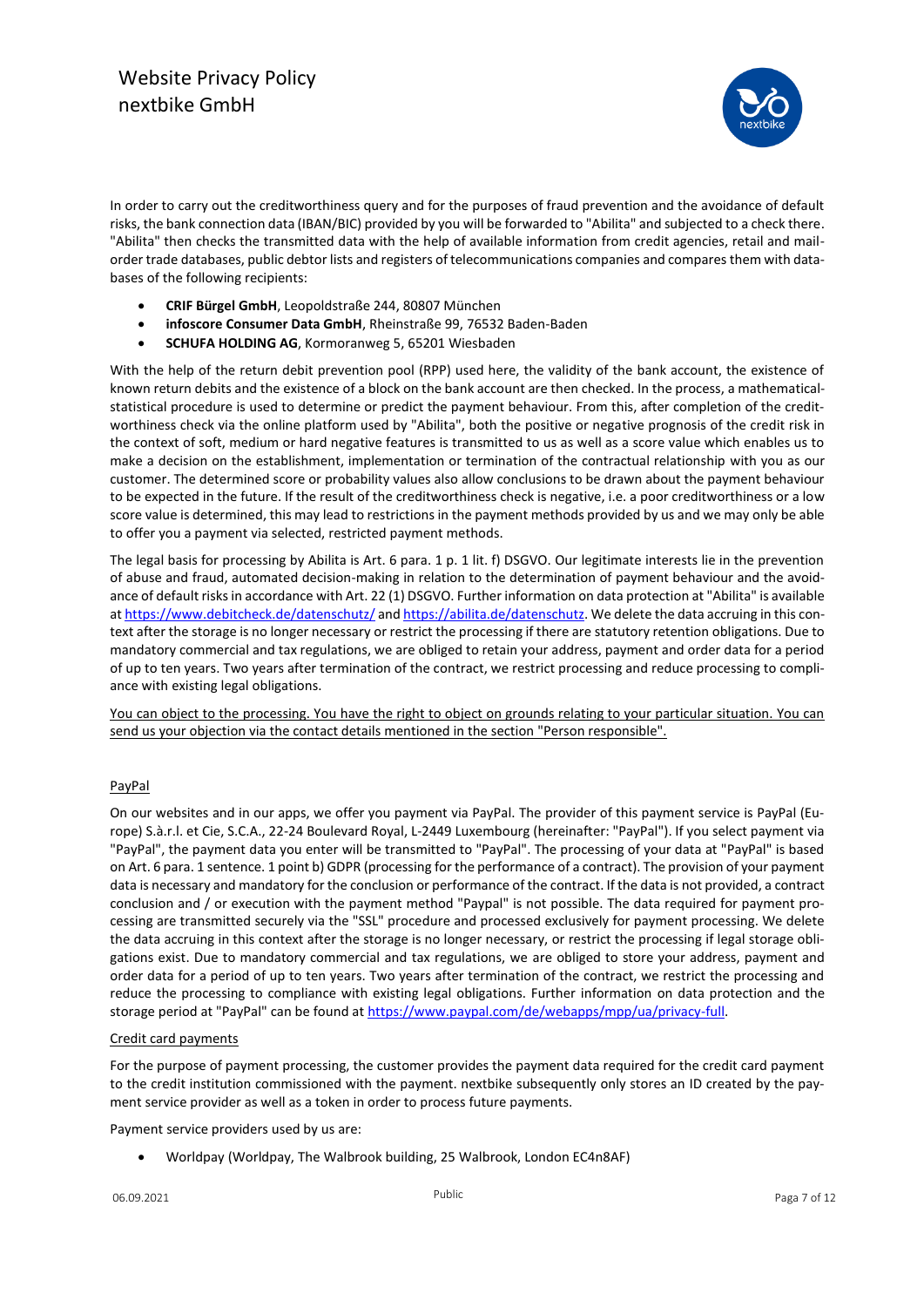In order to carry out the creditworthiness query and for the purposes of fraud prevention and the avoidance of default risks, the bank connection data (IBAN/BIC) provided by you will be forwarded to "Abilita" and subjected to a check there. "Abilita" then checks the transmitted data with the help of available information from credit agencies, retail and mail-order trade databases, public debtor lists and registers of telecommunications companies and compares them with databases of the following recipients:

- **CRIF Bürgel GmbH**, Leopoldstraße 244, 80807 München
- **infoscore Consumer Data GmbH**, Rheinstraße 99, 76532 Baden-Baden
- **SCHUFA HOLDING AG**, Kormoranweg 5, 65201 Wiesbaden

With the help of the return debit prevention pool (RPP) used here, the validity of the bank account, the existence of known return debits and the existence of a block on the bank account are then checked. In the process, a mathematical-statistical procedure is used to determine or predict the payment behaviour. From this, after completion of the creditworthiness check via the online platform used by "Abilita", both the positive or negative prognosis of the credit risk in the context of soft, medium or hard negative features is transmitted to us as well as a score value which enables us to make a decision on the establishment, implementation or termination of the contractual relationship with you as our customer. The determined score or probability values also allow conclusions to be drawn about the payment behaviour to be expected in the future. If the result of the creditworthiness check is negative, i.e. a poor creditworthiness or a low score value is determined, this may lead to restrictions in the payment methods provided by us and we may only be able to offer you a payment via selected, restricted payment methods.

The legal basis for processing by Abilita is Art. 6 para. 1 p. 1 lit. f) DSGVO. Our legitimate interests lie in the prevention of abuse and fraud, automated decision-making in relation to the determination of payment behaviour and the avoidance of default risks in accordance with Art. 22 (1) DSGVO. Further information on data protection at "Abilita" is available at https://www.debitcheck.de/datenschutz/ and https://abilita.de/datenschutz. We delete the data accruing in this context after the storage is no longer necessary or restrict the processing if there are statutory retention obligations. Due to mandatory commercial and tax regulations, we are obliged to retain your address, payment and order data for a period of up to ten years. Two years after termination of the contract, we restrict processing and reduce processing to compliance with existing legal obligations.

<u>You can object to the processing. You have the right to object on grounds relating to your particular situation. You can send us your objection via the contact details mentioned in the section "Person responsible".</u>

<u>PayPal</u>

On our websites and in our apps, we offer you payment via PayPal. The provider of this payment service is PayPal (Europe) S.à.r.l. et Cie, S.C.A., 22-24 Boulevard Royal, L-2449 Luxembourg (hereinafter: "PayPal"). If you select payment via "PayPal", the payment data you enter will be transmitted to "PayPal". The processing of your data at "PayPal" is based on Art. 6 para. 1 sentence. 1 point b) GDPR (processing for the performance of a contract). The provision of your payment data is necessary and mandatory for the conclusion or performance of the contract. If the data is not provided, a contract conclusion and / or execution with the payment method "Paypal" is not possible. The data required for payment processing are transmitted securely via the "SSL" procedure and processed exclusively for payment processing. We delete the data accruing in this context after the storage is no longer necessary, or restrict the processing if legal storage obligations exist. Due to mandatory commercial and tax regulations, we are obliged to store your address, payment and order data for a period of up to ten years. Two years after termination of the contract, we restrict the processing and reduce the processing to compliance with existing legal obligations. Further information on data protection and the storage period at "PayPal" can be found at https://www.paypal.com/de/webapps/mpp/ua/privacy-full.

<u>Credit card payments</u>

For the purpose of payment processing, the customer provides the payment data required for the credit card payment to the credit institution commissioned with the payment. nextbike subsequently only stores an ID created by the payment service provider as well as a token in order to process future payments.

Payment service providers used by us are:

- Worldpay (Worldpay, The Walbrook building, 25 Walbrook, London EC4n8AF)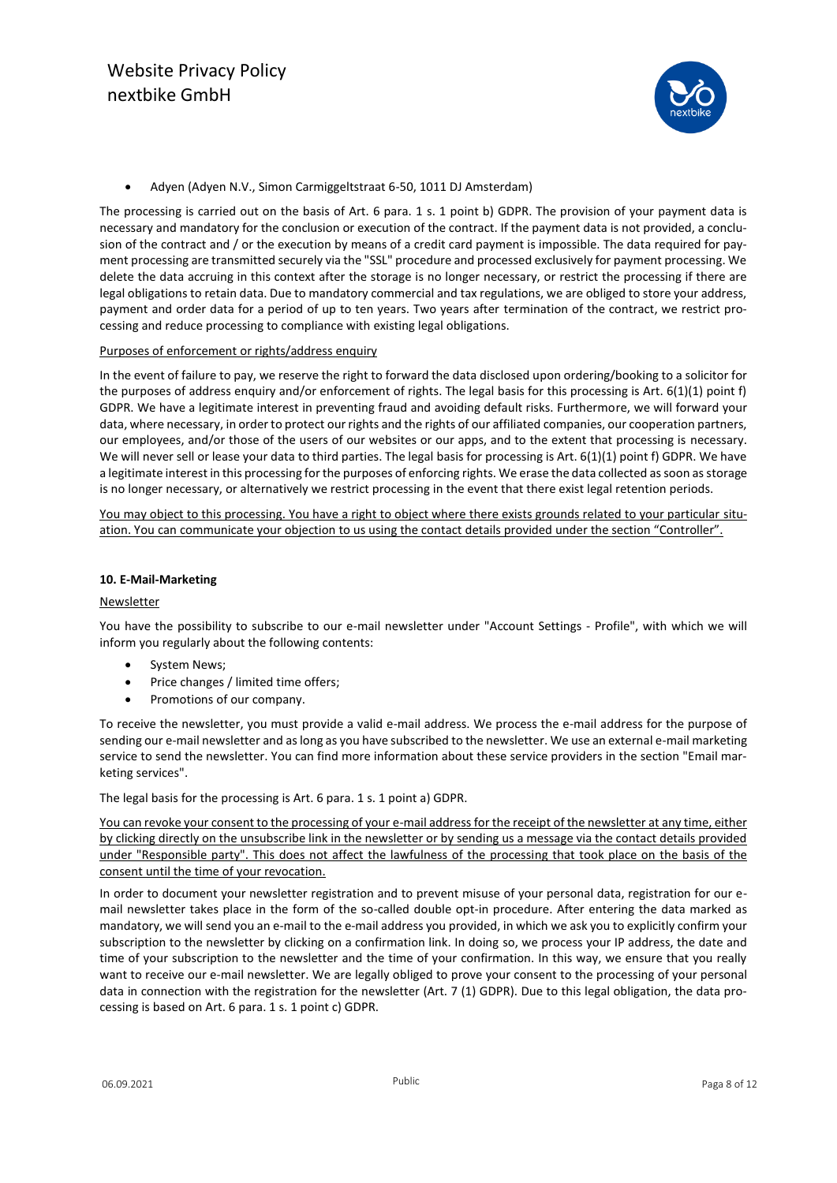- Adyen (Adyen N.V., Simon Carmiggeltstraat 6-50, 1011 DJ Amsterdam)

The processing is carried out on the basis of Art. 6 para. 1 s. 1 point b) GDPR. The provision of your payment data is necessary and mandatory for the conclusion or execution of the contract. If the payment data is not provided, a conclusion of the contract and / or the execution by means of a credit card payment is impossible. The data required for payment processing are transmitted securely via the "SSL" procedure and processed exclusively for payment processing. We delete the data accruing in this context after the storage is no longer necessary, or restrict the processing if there are legal obligations to retain data. Due to mandatory commercial and tax regulations, we are obliged to store your address, payment and order data for a period of up to ten years. Two years after termination of the contract, we restrict processing and reduce processing to compliance with existing legal obligations.

Purposes of enforcement or rights/address enquiry

In the event of failure to pay, we reserve the right to forward the data disclosed upon ordering/booking to a solicitor for the purposes of address enquiry and/or enforcement of rights. The legal basis for this processing is Art. 6(1)(1) point f) GDPR. We have a legitimate interest in preventing fraud and avoiding default risks. Furthermore, we will forward your data, where necessary, in order to protect our rights and the rights of our affiliated companies, our cooperation partners, our employees, and/or those of the users of our websites or our apps, and to the extent that processing is necessary. We will never sell or lease your data to third parties. The legal basis for processing is Art. 6(1)(1) point f) GDPR. We have a legitimate interest in this processing for the purposes of enforcing rights. We erase the data collected as soon as storage is no longer necessary, or alternatively we restrict processing in the event that there exist legal retention periods.

You may object to this processing. You have a right to object where there exists grounds related to your particular situation. You can communicate your objection to us using the contact details provided under the section "Controller".

## 10. E-Mail-Marketing

Newsletter

You have the possibility to subscribe to our e-mail newsletter under "Account Settings - Profile", with which we will inform you regularly about the following contents:

- System News;
- Price changes / limited time offers;
- Promotions of our company.

To receive the newsletter, you must provide a valid e-mail address. We process the e-mail address for the purpose of sending our e-mail newsletter and as long as you have subscribed to the newsletter. We use an external e-mail marketing service to send the newsletter. You can find more information about these service providers in the section "Email marketing services".

The legal basis for the processing is Art. 6 para. 1 s. 1 point a) GDPR.

You can revoke your consent to the processing of your e-mail address for the receipt of the newsletter at any time, either by clicking directly on the unsubscribe link in the newsletter or by sending us a message via the contact details provided under "Responsible party". This does not affect the lawfulness of the processing that took place on the basis of the consent until the time of your revocation.

In order to document your newsletter registration and to prevent misuse of your personal data, registration for our e-mail newsletter takes place in the form of the so-called double opt-in procedure. After entering the data marked as mandatory, we will send you an e-mail to the e-mail address you provided, in which we ask you to explicitly confirm your subscription to the newsletter by clicking on a confirmation link. In doing so, we process your IP address, the date and time of your subscription to the newsletter and the time of your confirmation. In this way, we ensure that you really want to receive our e-mail newsletter. We are legally obliged to prove your consent to the processing of your personal data in connection with the registration for the newsletter (Art. 7 (1) GDPR). Due to this legal obligation, the data processing is based on Art. 6 para. 1 s. 1 point c) GDPR.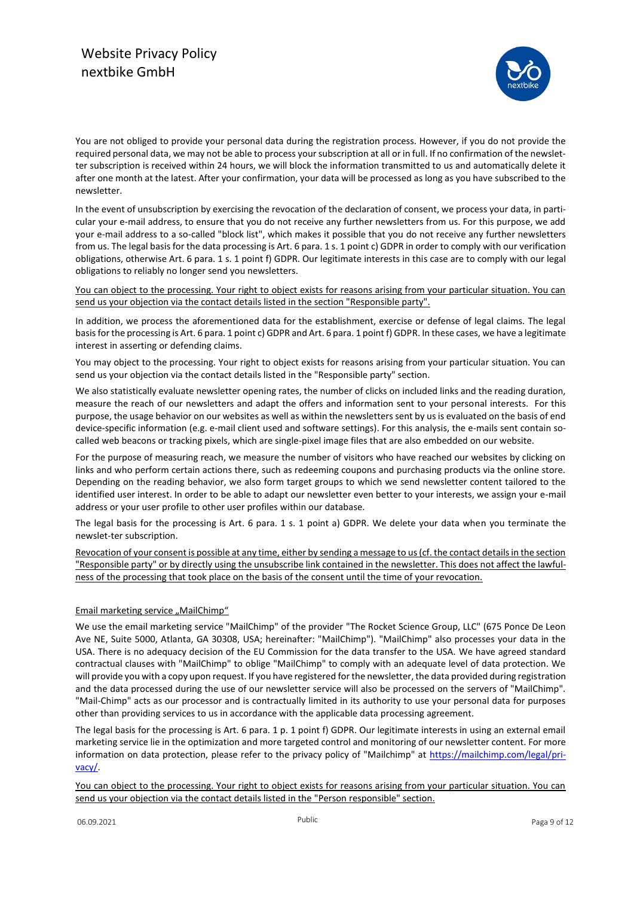You are not obliged to provide your personal data during the registration process. However, if you do not provide the required personal data, we may not be able to process your subscription at all or in full. If no confirmation of the newsletter subscription is received within 24 hours, we will block the information transmitted to us and automatically delete it after one month at the latest. After your confirmation, your data will be processed as long as you have subscribed to the newsletter.

In the event of unsubscription by exercising the revocation of the declaration of consent, we process your data, in particular your e-mail address, to ensure that you do not receive any further newsletters from us. For this purpose, we add your e-mail address to a so-called "block list", which makes it possible that you do not receive any further newsletters from us. The legal basis for the data processing is Art. 6 para. 1 s. 1 point c) GDPR in order to comply with our verification obligations, otherwise Art. 6 para. 1 s. 1 point f) GDPR. Our legitimate interests in this case are to comply with our legal obligations to reliably no longer send you newsletters.

You can object to the processing. Your right to object exists for reasons arising from your particular situation. You can send us your objection via the contact details listed in the section "Responsible party".

In addition, we process the aforementioned data for the establishment, exercise or defense of legal claims. The legal basis for the processing is Art. 6 para. 1 point c) GDPR and Art. 6 para. 1 point f) GDPR. In these cases, we have a legitimate interest in asserting or defending claims.

You may object to the processing. Your right to object exists for reasons arising from your particular situation. You can send us your objection via the contact details listed in the "Responsible party" section.

We also statistically evaluate newsletter opening rates, the number of clicks on included links and the reading duration, measure the reach of our newsletters and adapt the offers and information sent to your personal interests. For this purpose, the usage behavior on our websites as well as within the newsletters sent by us is evaluated on the basis of end device-specific information (e.g. e-mail client used and software settings). For this analysis, the e-mails sent contain so-called web beacons or tracking pixels, which are single-pixel image files that are also embedded on our website.

For the purpose of measuring reach, we measure the number of visitors who have reached our websites by clicking on links and who perform certain actions there, such as redeeming coupons and purchasing products via the online store. Depending on the reading behavior, we also form target groups to which we send newsletter content tailored to the identified user interest. In order to be able to adapt our newsletter even better to your interests, we assign your e-mail address or your user profile to other user profiles within our database.

The legal basis for the processing is Art. 6 para. 1 s. 1 point a) GDPR. We delete your data when you terminate the newslet-ter subscription.

Revocation of your consent is possible at any time, either by sending a message to us (cf. the contact details in the section "Responsible party" or by directly using the unsubscribe link contained in the newsletter. This does not affect the lawfulness of the processing that took place on the basis of the consent until the time of your revocation.

### Email marketing service „MailChimp"

We use the email marketing service "MailChimp" of the provider "The Rocket Science Group, LLC" (675 Ponce De Leon Ave NE, Suite 5000, Atlanta, GA 30308, USA; hereinafter: "MailChimp"). "MailChimp" also processes your data in the USA. There is no adequacy decision of the EU Commission for the data transfer to the USA. We have agreed standard contractual clauses with "MailChimp" to oblige "MailChimp" to comply with an adequate level of data protection. We will provide you with a copy upon request. If you have registered for the newsletter, the data provided during registration and the data processed during the use of our newsletter service will also be processed on the servers of "MailChimp". "Mail-Chimp" acts as our processor and is contractually limited in its authority to use your personal data for purposes other than providing services to us in accordance with the applicable data processing agreement.

The legal basis for the processing is Art. 6 para. 1 p. 1 point f) GDPR. Our legitimate interests in using an external email marketing service lie in the optimization and more targeted control and monitoring of our newsletter content. For more information on data protection, please refer to the privacy policy of "Mailchimp" at https://mailchimp.com/legal/privacy/.

You can object to the processing. Your right to object exists for reasons arising from your particular situation. You can send us your objection via the contact details listed in the "Person responsible" section.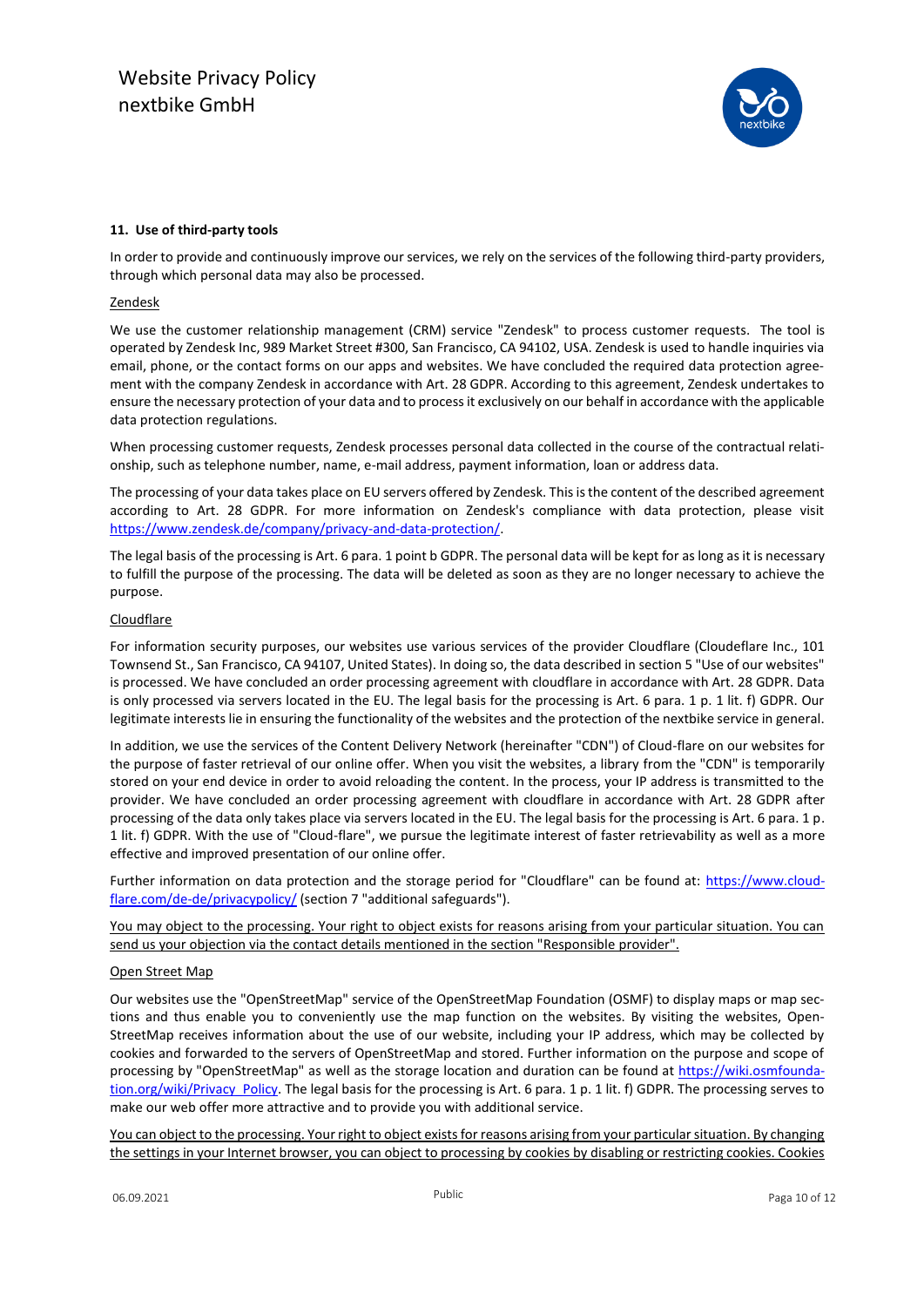**11. Use of third-party tools**

In order to provide and continuously improve our services, we rely on the services of the following third-party providers, through which personal data may also be processed.

Zendesk

We use the customer relationship management (CRM) service "Zendesk" to process customer requests. The tool is operated by Zendesk Inc, 989 Market Street #300, San Francisco, CA 94102, USA. Zendesk is used to handle inquiries via email, phone, or the contact forms on our apps and websites. We have concluded the required data protection agreement with the company Zendesk in accordance with Art. 28 GDPR. According to this agreement, Zendesk undertakes to ensure the necessary protection of your data and to process it exclusively on our behalf in accordance with the applicable data protection regulations.

When processing customer requests, Zendesk processes personal data collected in the course of the contractual relationship, such as telephone number, name, e-mail address, payment information, loan or address data.

The processing of your data takes place on EU servers offered by Zendesk. This is the content of the described agreement according to Art. 28 GDPR. For more information on Zendesk's compliance with data protection, please visit https://www.zendesk.de/company/privacy-and-data-protection/.

The legal basis of the processing is Art. 6 para. 1 point b GDPR. The personal data will be kept for as long as it is necessary to fulfill the purpose of the processing. The data will be deleted as soon as they are no longer necessary to achieve the purpose.

Cloudflare

For information security purposes, our websites use various services of the provider Cloudflare (Cloudeflare Inc., 101 Townsend St., San Francisco, CA 94107, United States). In doing so, the data described in section 5 "Use of our websites" is processed. We have concluded an order processing agreement with cloudflare in accordance with Art. 28 GDPR. Data is only processed via servers located in the EU. The legal basis for the processing is Art. 6 para. 1 p. 1 lit. f) GDPR. Our legitimate interests lie in ensuring the functionality of the websites and the protection of the nextbike service in general.

In addition, we use the services of the Content Delivery Network (hereinafter "CDN") of Cloud-flare on our websites for the purpose of faster retrieval of our online offer. When you visit the websites, a library from the "CDN" is temporarily stored on your end device in order to avoid reloading the content. In the process, your IP address is transmitted to the provider. We have concluded an order processing agreement with cloudflare in accordance with Art. 28 GDPR after processing of the data only takes place via servers located in the EU. The legal basis for the processing is Art. 6 para. 1 p. 1 lit. f) GDPR. With the use of "Cloud-flare", we pursue the legitimate interest of faster retrievability as well as a more effective and improved presentation of our online offer.

Further information on data protection and the storage period for "Cloudflare" can be found at: https://www.cloudflare.com/de-de/privacypolicy/ (section 7 "additional safeguards").

You may object to the processing. Your right to object exists for reasons arising from your particular situation. You can send us your objection via the contact details mentioned in the section "Responsible provider".

Open Street Map

Our websites use the "OpenStreetMap" service of the OpenStreetMap Foundation (OSMF) to display maps or map sections and thus enable you to conveniently use the map function on the websites. By visiting the websites, OpenStreetMap receives information about the use of our website, including your IP address, which may be collected by cookies and forwarded to the servers of OpenStreetMap and stored. Further information on the purpose and scope of processing by "OpenStreetMap" as well as the storage location and duration can be found at https://wiki.osmfoundation.org/wiki/Privacy_Policy. The legal basis for the processing is Art. 6 para. 1 p. 1 lit. f) GDPR. The processing serves to make our web offer more attractive and to provide you with additional service.

You can object to the processing. Your right to object exists for reasons arising from your particular situation. By changing the settings in your Internet browser, you can object to processing by cookies by disabling or restricting cookies. Cookies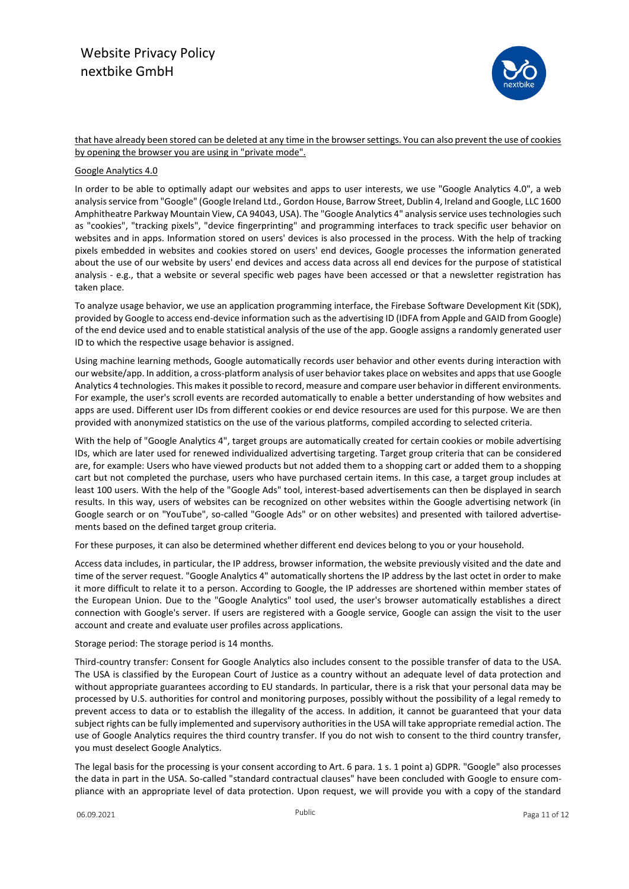that have already been stored can be deleted at any time in the browser settings. You can also prevent the use of cookies by opening the browser you are using in "private mode".

Google Analytics 4.0

In order to be able to optimally adapt our websites and apps to user interests, we use "Google Analytics 4.0", a web analysis service from "Google" (Google Ireland Ltd., Gordon House, Barrow Street, Dublin 4, Ireland and Google, LLC 1600 Amphitheatre Parkway Mountain View, CA 94043, USA). The "Google Analytics 4" analysis service uses technologies such as "cookies", "tracking pixels", "device fingerprinting" and programming interfaces to track specific user behavior on websites and in apps. Information stored on users' devices is also processed in the process. With the help of tracking pixels embedded in websites and cookies stored on users' end devices, Google processes the information generated about the use of our website by users' end devices and access data across all end devices for the purpose of statistical analysis - e.g., that a website or several specific web pages have been accessed or that a newsletter registration has taken place.

To analyze usage behavior, we use an application programming interface, the Firebase Software Development Kit (SDK), provided by Google to access end-device information such as the advertising ID (IDFA from Apple and GAID from Google) of the end device used and to enable statistical analysis of the use of the app. Google assigns a randomly generated user ID to which the respective usage behavior is assigned.

Using machine learning methods, Google automatically records user behavior and other events during interaction with our website/app. In addition, a cross-platform analysis of user behavior takes place on websites and apps that use Google Analytics 4 technologies. This makes it possible to record, measure and compare user behavior in different environments. For example, the user's scroll events are recorded automatically to enable a better understanding of how websites and apps are used. Different user IDs from different cookies or end device resources are used for this purpose. We are then provided with anonymized statistics on the use of the various platforms, compiled according to selected criteria.

With the help of "Google Analytics 4", target groups are automatically created for certain cookies or mobile advertising IDs, which are later used for renewed individualized advertising targeting. Target group criteria that can be considered are, for example: Users who have viewed products but not added them to a shopping cart or added them to a shopping cart but not completed the purchase, users who have purchased certain items. In this case, a target group includes at least 100 users. With the help of the "Google Ads" tool, interest-based advertisements can then be displayed in search results. In this way, users of websites can be recognized on other websites within the Google advertising network (in Google search or on "YouTube", so-called "Google Ads" or on other websites) and presented with tailored advertisements based on the defined target group criteria.

For these purposes, it can also be determined whether different end devices belong to you or your household.

Access data includes, in particular, the IP address, browser information, the website previously visited and the date and time of the server request. "Google Analytics 4" automatically shortens the IP address by the last octet in order to make it more difficult to relate it to a person. According to Google, the IP addresses are shortened within member states of the European Union. Due to the "Google Analytics" tool used, the user's browser automatically establishes a direct connection with Google's server. If users are registered with a Google service, Google can assign the visit to the user account and create and evaluate user profiles across applications.

Storage period: The storage period is 14 months.

Third-country transfer: Consent for Google Analytics also includes consent to the possible transfer of data to the USA. The USA is classified by the European Court of Justice as a country without an adequate level of data protection and without appropriate guarantees according to EU standards. In particular, there is a risk that your personal data may be processed by U.S. authorities for control and monitoring purposes, possibly without the possibility of a legal remedy to prevent access to data or to establish the illegality of the access. In addition, it cannot be guaranteed that your data subject rights can be fully implemented and supervisory authorities in the USA will take appropriate remedial action. The use of Google Analytics requires the third country transfer. If you do not wish to consent to the third country transfer, you must deselect Google Analytics.

The legal basis for the processing is your consent according to Art. 6 para. 1 s. 1 point a) GDPR. "Google" also processes the data in part in the USA. So-called "standard contractual clauses" have been concluded with Google to ensure compliance with an appropriate level of data protection. Upon request, we will provide you with a copy of the standard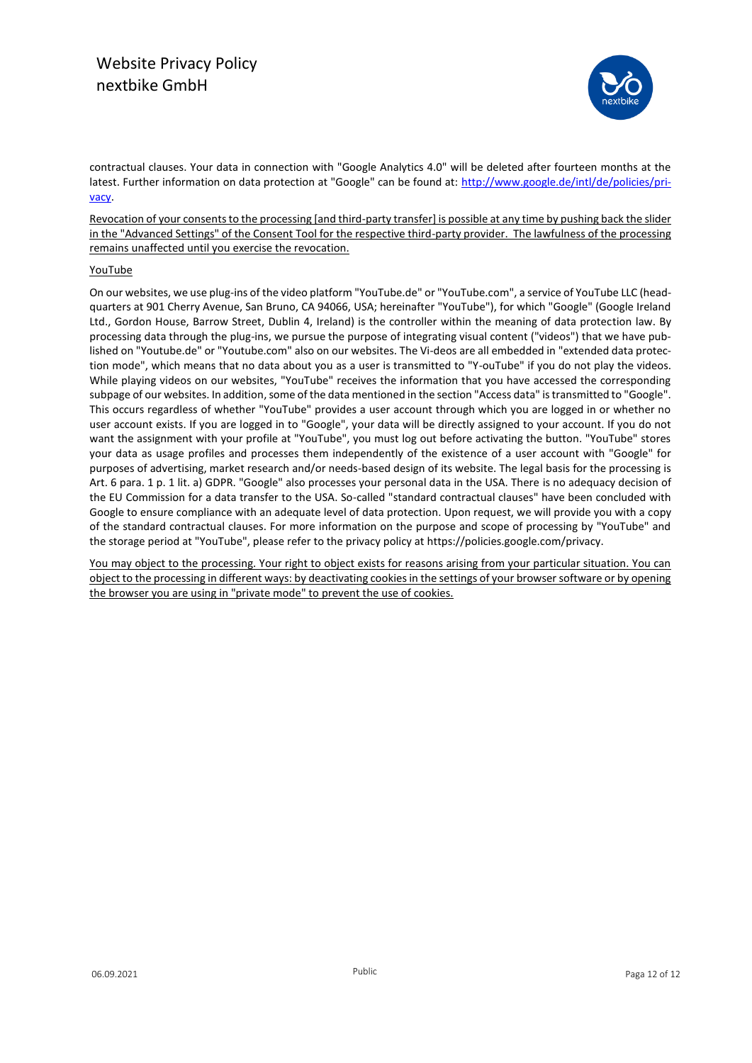contractual clauses. Your data in connection with "Google Analytics 4.0" will be deleted after fourteen months at the latest. Further information on data protection at "Google" can be found at: [http://www.google.de/intl/de/policies/privacy](http://www.google.de/intl/de/policies/privacy).

<u>Revocation of your consents to the processing [and third-party transfer] is possible at any time by pushing back the slider in the "Advanced Settings" of the Consent Tool for the respective third-party provider. The lawfulness of the processing remains unaffected until you exercise the revocation.</u>

<u>YouTube</u>

On our websites, we use plug-ins of the video platform "YouTube.de" or "YouTube.com", a service of YouTube LLC (headquarters at 901 Cherry Avenue, San Bruno, CA 94066, USA; hereinafter "YouTube"), for which "Google" (Google Ireland Ltd., Gordon House, Barrow Street, Dublin 4, Ireland) is the controller within the meaning of data protection law. By processing data through the plug-ins, we pursue the purpose of integrating visual content ("videos") that we have published on "Youtube.de" or "Youtube.com" also on our websites. The Vi-deos are all embedded in "extended data protection mode", which means that no data about you as a user is transmitted to "Y-ouTube" if you do not play the videos. While playing videos on our websites, "YouTube" receives the information that you have accessed the corresponding subpage of our websites. In addition, some of the data mentioned in the section "Access data" is transmitted to "Google". This occurs regardless of whether "YouTube" provides a user account through which you are logged in or whether no user account exists. If you are logged in to "Google", your data will be directly assigned to your account. If you do not want the assignment with your profile at "YouTube", you must log out before activating the button. "YouTube" stores your data as usage profiles and processes them independently of the existence of a user account with "Google" for purposes of advertising, market research and/or needs-based design of its website. The legal basis for the processing is Art. 6 para. 1 p. 1 lit. a) GDPR. "Google" also processes your personal data in the USA. There is no adequacy decision of the EU Commission for a data transfer to the USA. So-called "standard contractual clauses" have been concluded with Google to ensure compliance with an adequate level of data protection. Upon request, we will provide you with a copy of the standard contractual clauses. For more information on the purpose and scope of processing by "YouTube" and the storage period at "YouTube", please refer to the privacy policy at https://policies.google.com/privacy.

<u>You may object to the processing. Your right to object exists for reasons arising from your particular situation. You can object to the processing in different ways: by deactivating cookies in the settings of your browser software or by opening the browser you are using in "private mode" to prevent the use of cookies.</u>